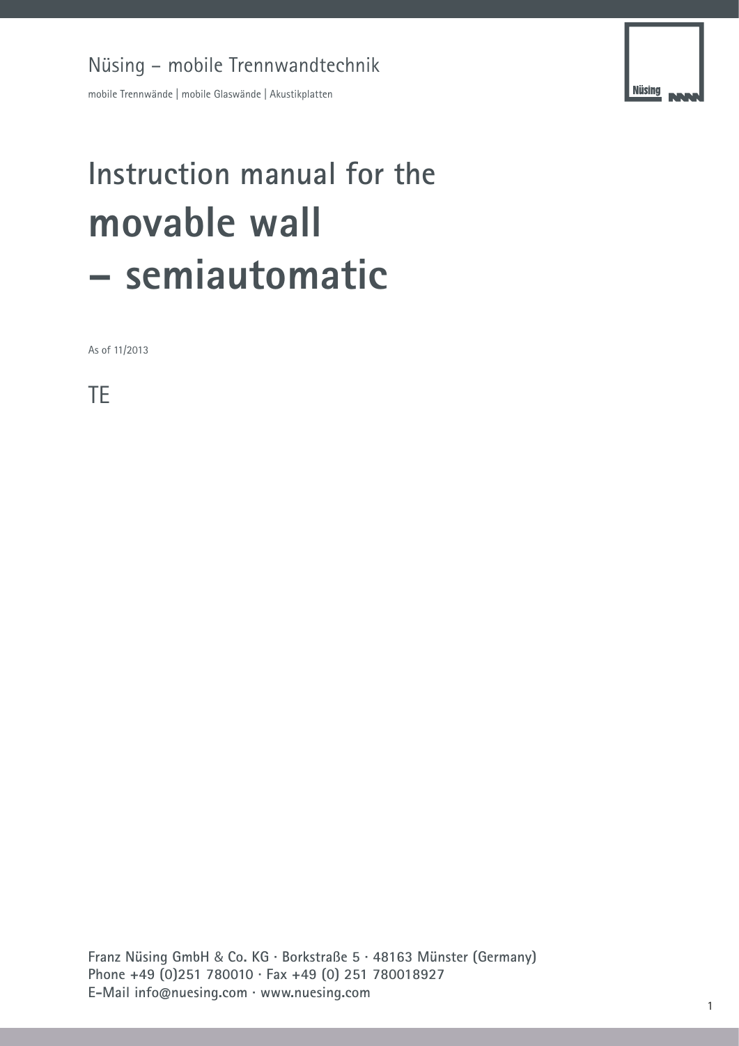Nüsing – mobile Trennwandtechnik

mobile Trennwände | mobile Glaswände | Akustikplatten

# Instruction manual for the **movable wall – semiautomatic**

As of 11/2013

TE

**Franz Nüsing GmbH & Co. KG · Borkstraße 5 · 48163 Münster (Germany)**
**Phone +49 (0)251 780010 · Fax +49 (0) 251 780018927**
**E-Mail info@nuesing.com · www.nuesing.com**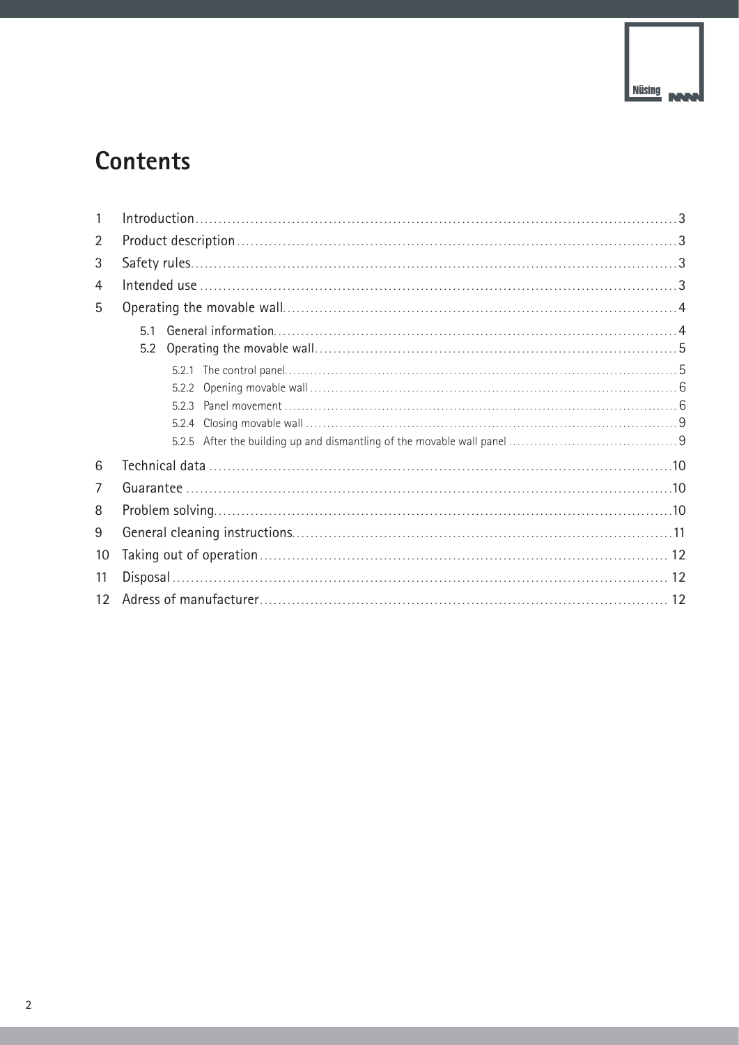# Contents

1 Introduction ..... 3
2 Product description ..... 3
3 Safety rules ..... 3
4 Intended use ..... 3
5 Operating the movable wall ..... 4
  5.1 General information ..... 4
  5.2 Operating the movable wall ..... 5
    5.2.1 The control panel ..... 5
    5.2.2 Opening movable wall ..... 6
    5.2.3 Panel movement ..... 6
    5.2.4 Closing movable wall ..... 9
    5.2.5 After the building up and dismantling of the movable wall panel ..... 9
6 Technical data ..... 10
7 Guarantee ..... 10
8 Problem solving ..... 10
9 General cleaning instructions ..... 11
10 Taking out of operation ..... 12
11 Disposal ..... 12
12 Adress of manufacturer ..... 12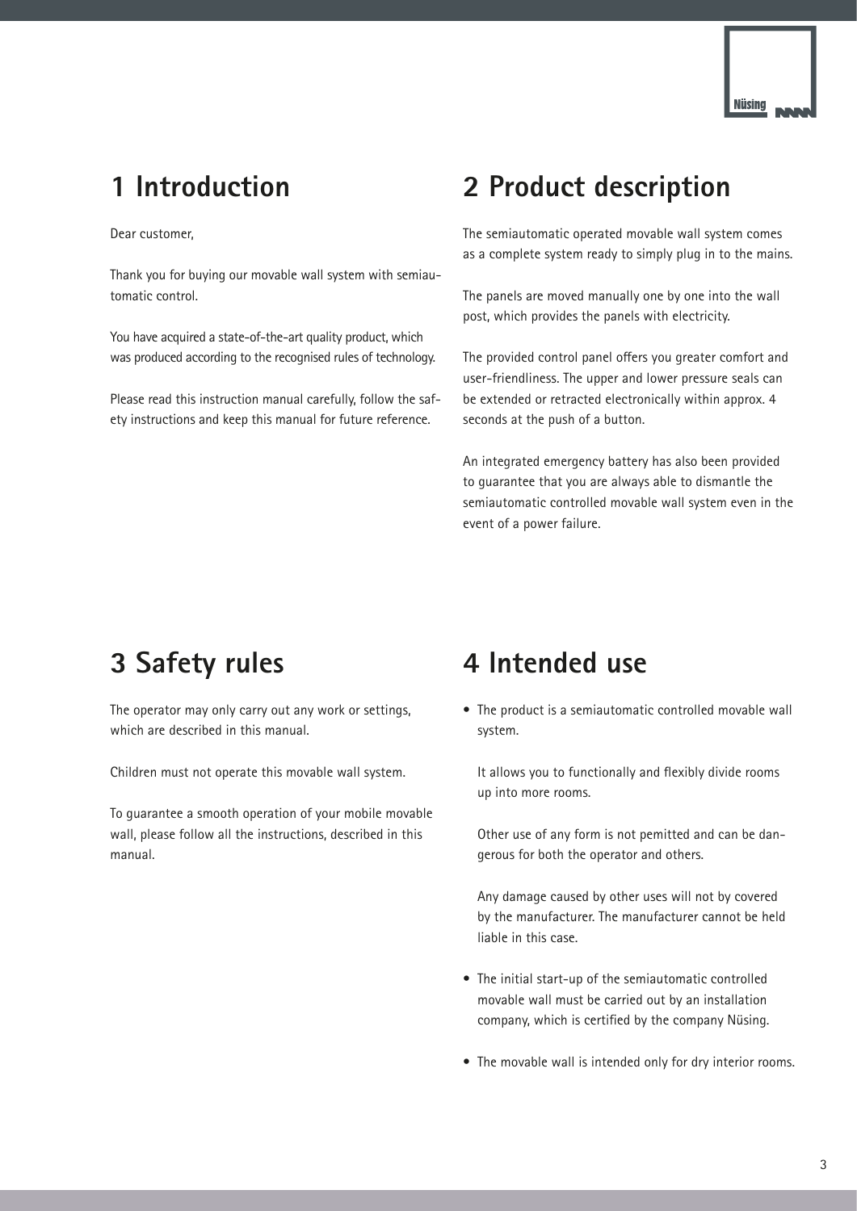# 1 Introduction

Dear customer,

Thank you for buying our movable wall system with semiautomatic control.

You have acquired a state-of-the-art quality product, which was produced according to the recognised rules of technology.

Please read this instruction manual carefully, follow the safety instructions and keep this manual for future reference.

# 2 Product description

The semiautomatic operated movable wall system comes as a complete system ready to simply plug in to the mains.

The panels are moved manually one by one into the wall post, which provides the panels with electricity.

The provided control panel offers you greater comfort and user-friendliness. The upper and lower pressure seals can be extended or retracted electronically within approx. 4 seconds at the push of a button.

An integrated emergency battery has also been provided to guarantee that you are always able to dismantle the semiautomatic controlled movable wall system even in the event of a power failure.

# 3 Safety rules

The operator may only carry out any work or settings, which are described in this manual.

Children must not operate this movable wall system.

To guarantee a smooth operation of your mobile movable wall, please follow all the instructions, described in this manual.

# 4 Intended use

- The product is a semiautomatic controlled movable wall system.

  It allows you to functionally and flexibly divide rooms up into more rooms.

  Other use of any form is not pemitted and can be dangerous for both the operator and others.

  Any damage caused by other uses will not by covered by the manufacturer. The manufacturer cannot be held liable in this case.

- The initial start-up of the semiautomatic controlled movable wall must be carried out by an installation company, which is certified by the company Nüsing.

- The movable wall is intended only for dry interior rooms.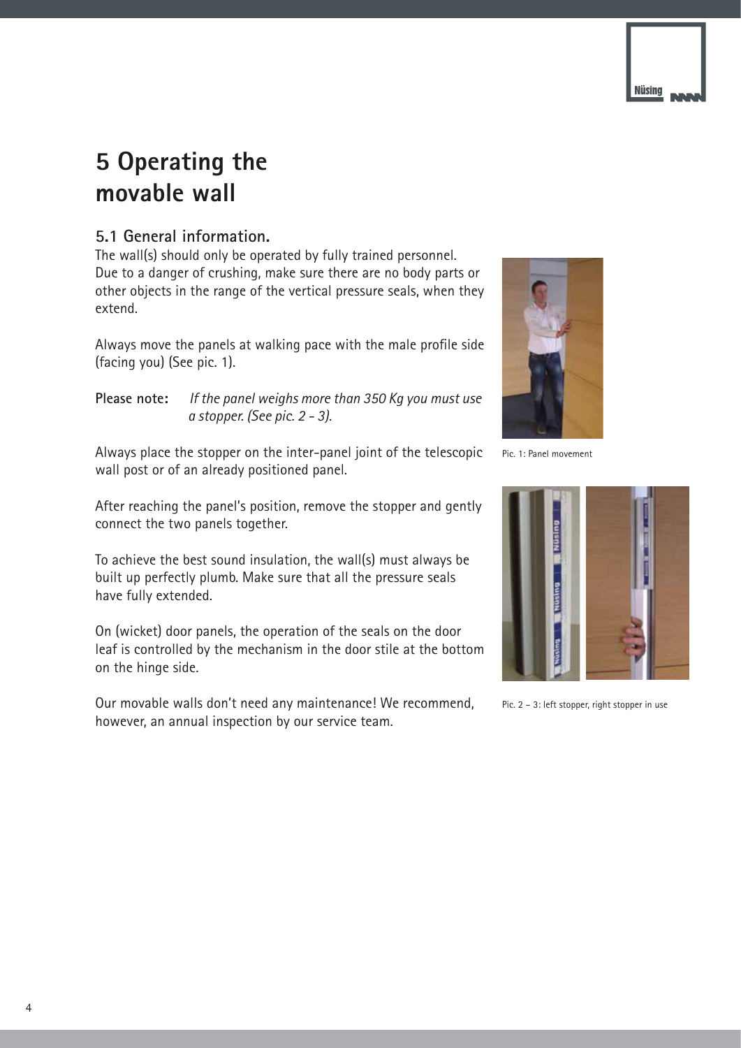# 5 Operating the movable wall

## 5.1 General information.

The wall(s) should only be operated by fully trained personnel. Due to a danger of crushing, make sure there are no body parts or other objects in the range of the vertical pressure seals, when they extend.

Always move the panels at walking pace with the male profile side (facing you) (See pic. 1).

**Please note:** *If the panel weighs more than 350 Kg you must use a stopper. (See pic. 2 - 3).*

Always place the stopper on the inter-panel joint of the telescopic wall post or of an already positioned panel.

After reaching the panel's position, remove the stopper and gently connect the two panels together.

To achieve the best sound insulation, the wall(s) must always be built up perfectly plumb. Make sure that all the pressure seals have fully extended.

On (wicket) door panels, the operation of the seals on the door leaf is controlled by the mechanism in the door stile at the bottom on the hinge side.

Our movable walls don't need any maintenance! We recommend, however, an annual inspection by our service team.

Pic. 1: Panel movement

Pic. 2 – 3: left stopper, right stopper in use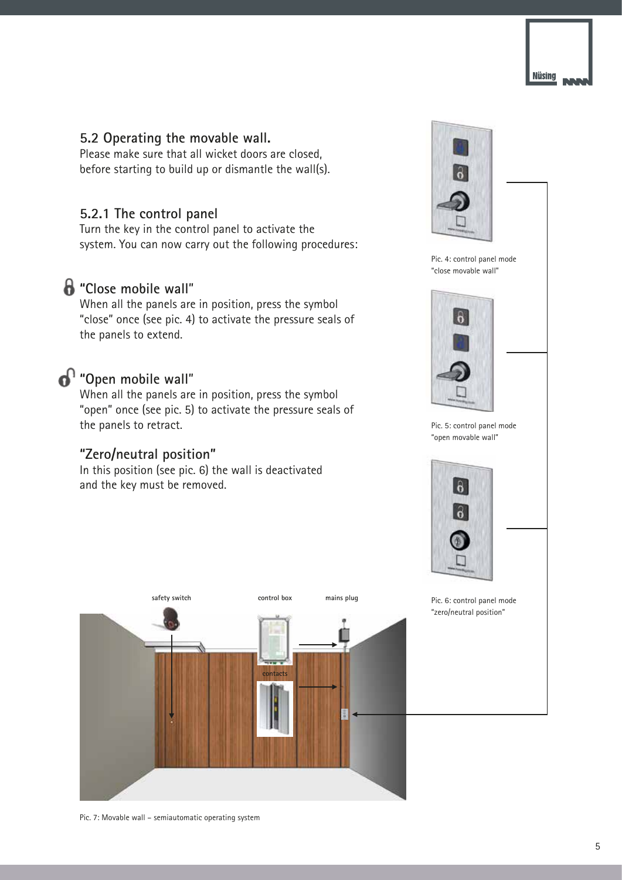## 5.2 Operating the movable wall.

Please make sure that all wicket doors are closed, before starting to build up or dismantle the wall(s).

### 5.2.1 The control panel

Turn the key in the control panel to activate the system. You can now carry out the following procedures:

#### "Close mobile wall"

When all the panels are in position, press the symbol "close" once (see pic. 4) to activate the pressure seals of the panels to extend.

#### "Open mobile wall"

When all the panels are in position, press the symbol "open" once (see pic. 5) to activate the pressure seals of the panels to retract.

#### "Zero/neutral position"

In this position (see pic. 6) the wall is deactivated and the key must be removed.

Pic. 4: control panel mode "close movable wall"

Pic. 5: control panel mode "open movable wall"

Pic. 6: control panel mode "zero/neutral position"

safety switch

control box

mains plug

contacts

Pic. 7: Movable wall – semiautomatic operating system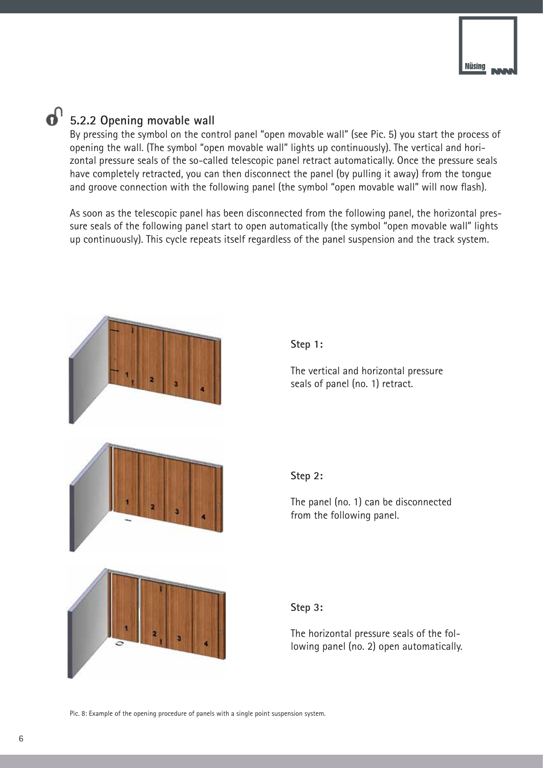### 5.2.2 Opening movable wall

By pressing the symbol on the control panel "open movable wall" (see Pic. 5) you start the process of opening the wall. (The symbol "open movable wall" lights up continuously). The vertical and horizontal pressure seals of the so-called telescopic panel retract automatically. Once the pressure seals have completely retracted, you can then disconnect the panel (by pulling it away) from the tongue and groove connection with the following panel (the symbol "open movable wall" will now flash).

As soon as the telescopic panel has been disconnected from the following panel, the horizontal pressure seals of the following panel start to open automatically (the symbol "open movable wall" lights up continuously). This cycle repeats itself regardless of the panel suspension and the track system.

**Step 1:**

The vertical and horizontal pressure seals of panel (no. 1) retract.

**Step 2:**

The panel (no. 1) can be disconnected from the following panel.

**Step 3:**

The horizontal pressure seals of the following panel (no. 2) open automatically.

Pic. 8: Example of the opening procedure of panels with a single point suspension system.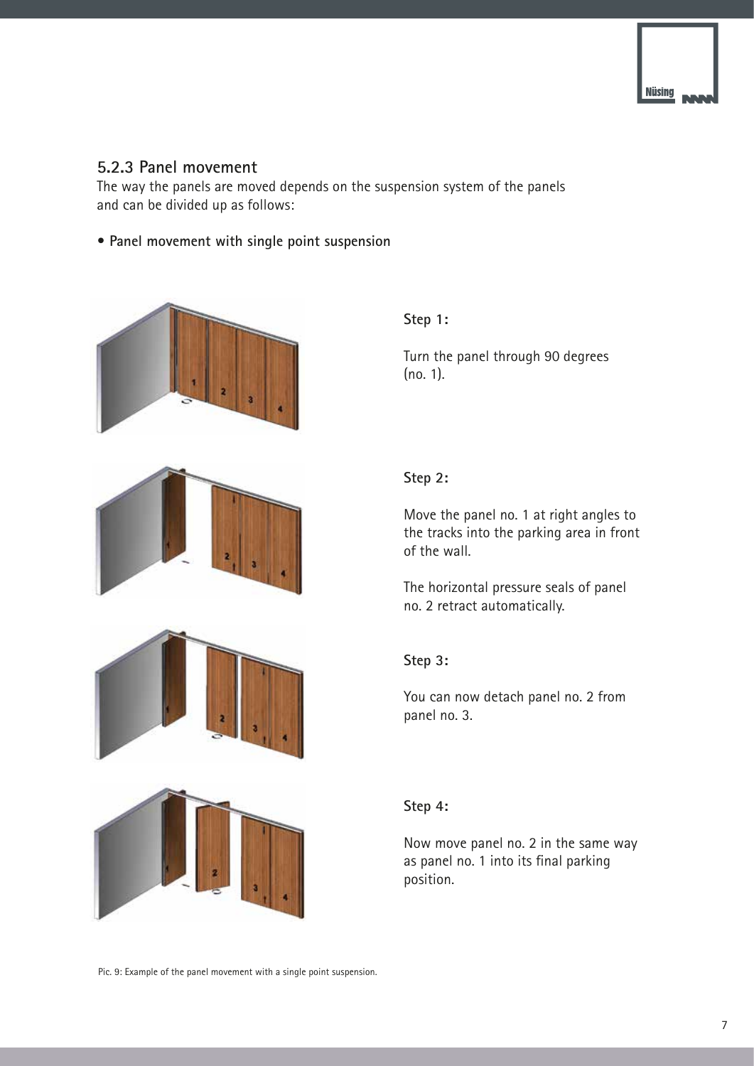### 5.2.3 Panel movement

The way the panels are moved depends on the suspension system of the panels and can be divided up as follows:

- **Panel movement with single point suspension**

**Step 1:**

Turn the panel through 90 degrees (no. 1).

**Step 2:**

Move the panel no. 1 at right angles to the tracks into the parking area in front of the wall.

The horizontal pressure seals of panel no. 2 retract automatically.

**Step 3:**

You can now detach panel no. 2 from panel no. 3.

**Step 4:**

Now move panel no. 2 in the same way as panel no. 1 into its final parking position.

Pic. 9: Example of the panel movement with a single point suspension.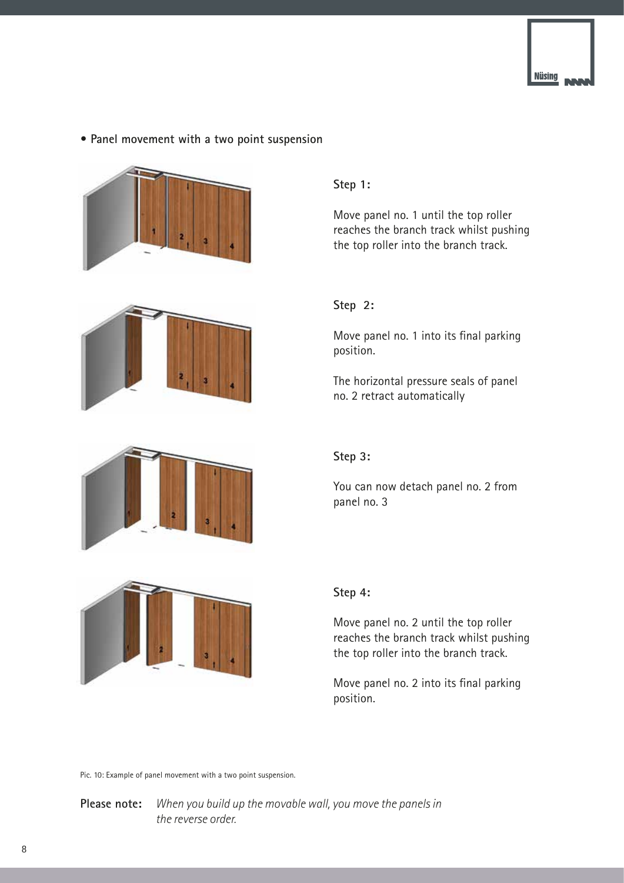- **Panel movement with a two point suspension**

**Step 1:**

Move panel no. 1 until the top roller reaches the branch track whilst pushing the top roller into the branch track.

**Step 2:**

Move panel no. 1 into its final parking position.

The horizontal pressure seals of panel no. 2 retract automatically

**Step 3:**

You can now detach panel no. 2 from panel no. 3

**Step 4:**

Move panel no. 2 until the top roller reaches the branch track whilst pushing the top roller into the branch track.

Move panel no. 2 into its final parking position.

Pic. 10: Example of panel movement with a two point suspension.

**Please note:** *When you build up the movable wall, you move the panels in the reverse order.*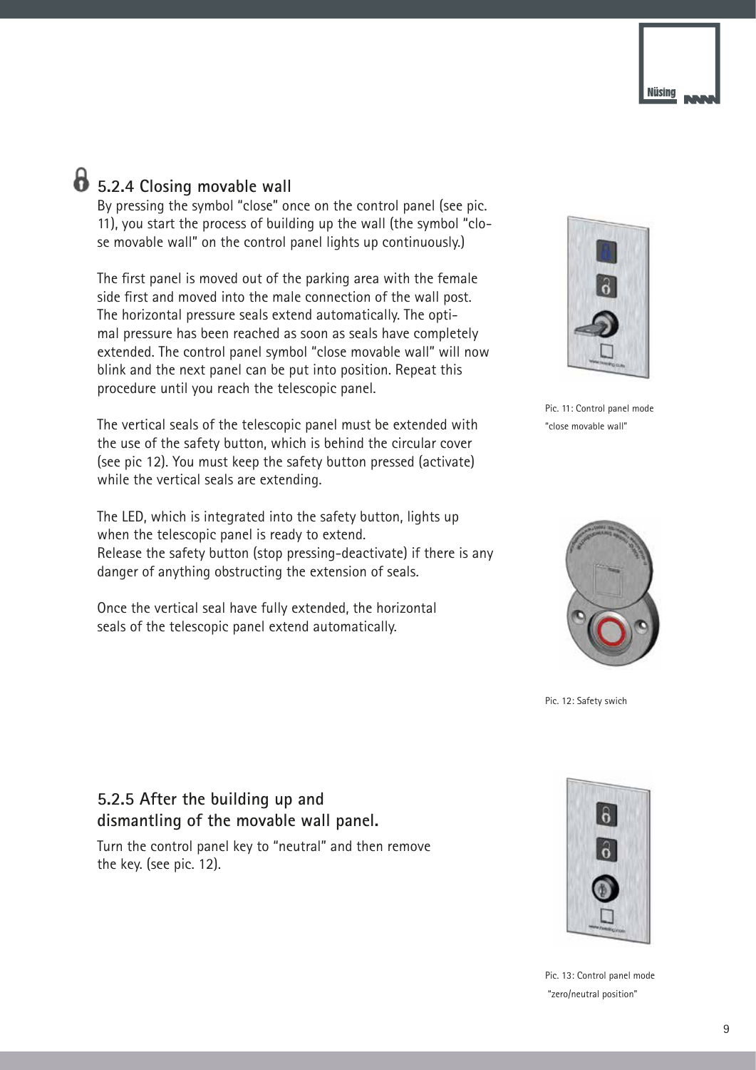### 5.2.4 Closing movable wall

By pressing the symbol "close" once on the control panel (see pic. 11), you start the process of building up the wall (the symbol "close movable wall" on the control panel lights up continuously.)

The first panel is moved out of the parking area with the female side first and moved into the male connection of the wall post. The horizontal pressure seals extend automatically. The optimal pressure has been reached as soon as seals have completely extended. The control panel symbol "close movable wall" will now blink and the next panel can be put into position. Repeat this procedure until you reach the telescopic panel.

The vertical seals of the telescopic panel must be extended with the use of the safety button, which is behind the circular cover (see pic 12). You must keep the safety button pressed (activate) while the vertical seals are extending.

The LED, which is integrated into the safety button, lights up when the telescopic panel is ready to extend.
Release the safety button (stop pressing-deactivate) if there is any danger of anything obstructing the extension of seals.

Once the vertical seal have fully extended, the horizontal seals of the telescopic panel extend automatically.

Pic. 11: Control panel mode "close movable wall"

Pic. 12: Safety swich

### 5.2.5 After the building up and dismantling of the movable wall panel.

Turn the control panel key to "neutral" and then remove the key. (see pic. 12).

Pic. 13: Control panel mode "zero/neutral position"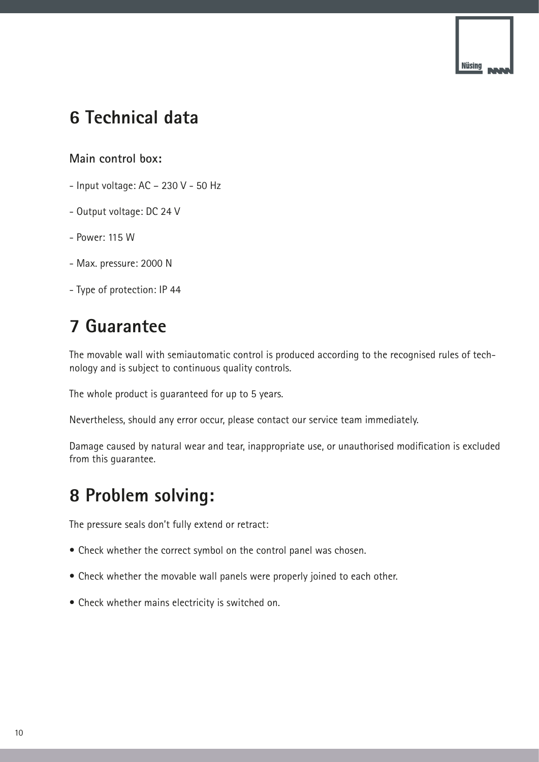# 6 Technical data

### Main control box:

- Input voltage: AC – 230 V - 50 Hz
- Output voltage: DC 24 V
- Power: 115 W
- Max. pressure: 2000 N
- Type of protection: IP 44

# 7 Guarantee

The movable wall with semiautomatic control is produced according to the recognised rules of technology and is subject to continuous quality controls.

The whole product is guaranteed for up to 5 years.

Nevertheless, should any error occur, please contact our service team immediately.

Damage caused by natural wear and tear, inappropriate use, or unauthorised modification is excluded from this guarantee.

# 8 Problem solving:

The pressure seals don't fully extend or retract:

- Check whether the correct symbol on the control panel was chosen.
- Check whether the movable wall panels were properly joined to each other.
- Check whether mains electricity is switched on.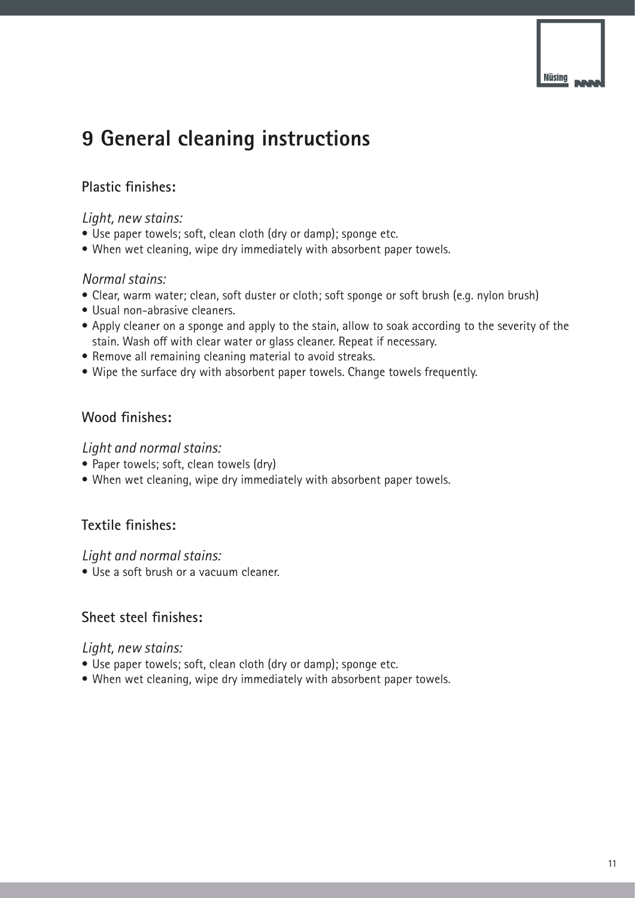# 9 General cleaning instructions

## Plastic finishes:

*Light, new stains:*

- Use paper towels; soft, clean cloth (dry or damp); sponge etc.
- When wet cleaning, wipe dry immediately with absorbent paper towels.

*Normal stains:*

- Clear, warm water; clean, soft duster or cloth; soft sponge or soft brush (e.g. nylon brush)
- Usual non-abrasive cleaners.
- Apply cleaner on a sponge and apply to the stain, allow to soak according to the severity of the stain. Wash off with clear water or glass cleaner. Repeat if necessary.
- Remove all remaining cleaning material to avoid streaks.
- Wipe the surface dry with absorbent paper towels. Change towels frequently.

## Wood finishes:

*Light and normal stains:*

- Paper towels; soft, clean towels (dry)
- When wet cleaning, wipe dry immediately with absorbent paper towels.

## Textile finishes:

*Light and normal stains:*

- Use a soft brush or a vacuum cleaner.

## Sheet steel finishes:

*Light, new stains:*

- Use paper towels; soft, clean cloth (dry or damp); sponge etc.
- When wet cleaning, wipe dry immediately with absorbent paper towels.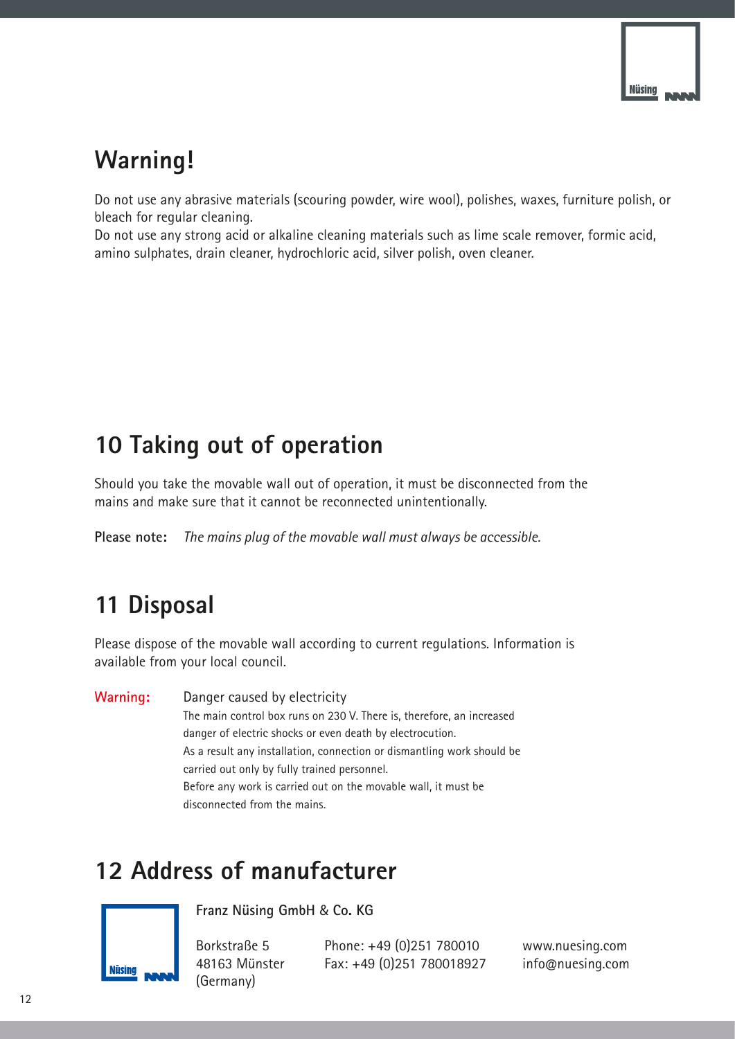## Warning!

Do not use any abrasive materials (scouring powder, wire wool), polishes, waxes, furniture polish, or bleach for regular cleaning.
Do not use any strong acid or alkaline cleaning materials such as lime scale remover, formic acid, amino sulphates, drain cleaner, hydrochloric acid, silver polish, oven cleaner.

# 10 Taking out of operation

Should you take the movable wall out of operation, it must be disconnected from the mains and make sure that it cannot be reconnected unintentionally.

**Please note:** *The mains plug of the movable wall must always be accessible.*

# 11 Disposal

Please dispose of the movable wall according to current regulations. Information is available from your local council.

**Warning:** Danger caused by electricity
The main control box runs on 230 V. There is, therefore, an increased danger of electric shocks or even death by electrocution.
As a result any installation, connection or dismantling work should be carried out only by fully trained personnel.
Before any work is carried out on the movable wall, it must be disconnected from the mains.

# 12 Address of manufacturer

**Franz Nüsing GmbH & Co. KG**

Borkstraße 5
48163 Münster
(Germany)

Phone: +49 (0)251 780010
Fax: +49 (0)251 780018927

www.nuesing.com
info@nuesing.com